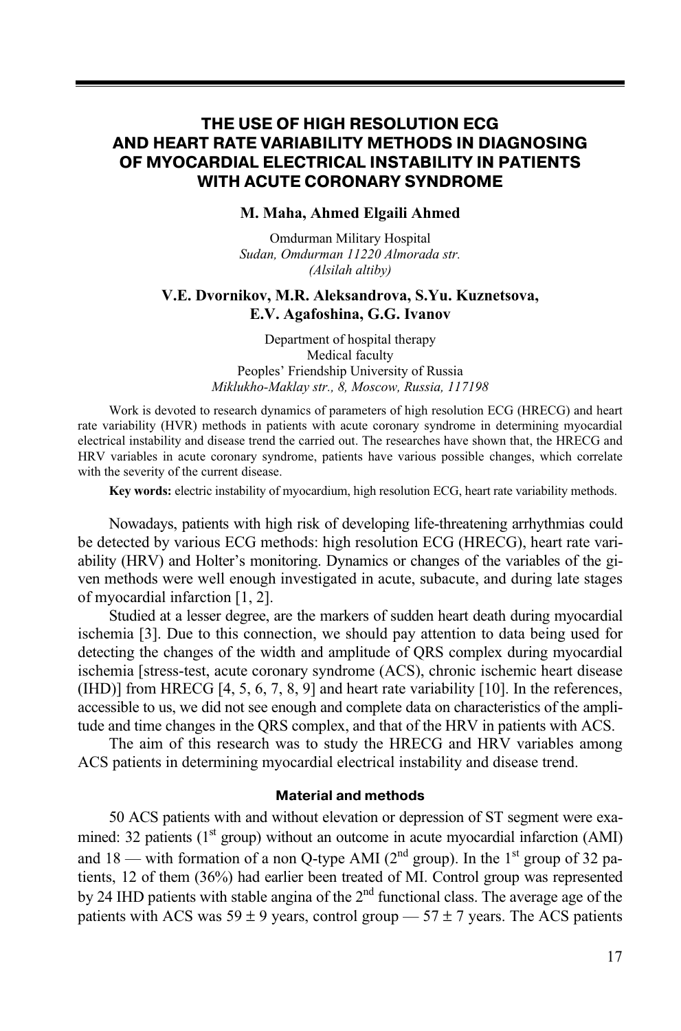# THE USE OF HIGH RESOLUTION ECG AND HEART RATE VARIABILITY METHODS IN DIAGNOSING OF MYOCARDIAL ELECTRICAL INSTABILITY IN PATIENTS WITH ACUTE CORONARY SYNDROME

**M. Maha, Ahmed Elgaili Ahmed**

Omdurman Military Hospital
*Sudan, Omdurman 11220 Almorada str.*
*(Alsilah altiby)*

**V.E. Dvornikov, M.R. Aleksandrova, S.Yu. Kuznetsova, E.V. Agafoshina, G.G. Ivanov**

Department of hospital therapy
Medical faculty
Peoples' Friendship University of Russia
*Miklukho-Maklay str., 8, Moscow, Russia, 117198*

Work is devoted to research dynamics of parameters of high resolution ECG (HRECG) and heart rate variability (HVR) methods in patients with acute coronary syndrome in determining myocardial electrical instability and disease trend the carried out. The researches have shown that, the HRECG and HRV variables in acute coronary syndrome, patients have various possible changes, which correlate with the severity of the current disease.

**Key words:** electric instability of myocardium, high resolution ECG, heart rate variability methods.

Nowadays, patients with high risk of developing life-threatening arrhythmias could be detected by various ECG methods: high resolution ECG (HRECG), heart rate variability (HRV) and Holter's monitoring. Dynamics or changes of the variables of the given methods were well enough investigated in acute, subacute, and during late stages of myocardial infarction [1, 2].

Studied at a lesser degree, are the markers of sudden heart death during myocardial ischemia [3]. Due to this connection, we should pay attention to data being used for detecting the changes of the width and amplitude of QRS complex during myocardial ischemia [stress-test, acute coronary syndrome (ACS), chronic ischemic heart disease (IHD)] from HRECG [4, 5, 6, 7, 8, 9] and heart rate variability [10]. In the references, accessible to us, we did not see enough and complete data on characteristics of the amplitude and time changes in the QRS complex, and that of the HRV in patients with ACS.

The aim of this research was to study the HRECG and HRV variables among ACS patients in determining myocardial electrical instability and disease trend.

## Material and methods

50 ACS patients with and without elevation or depression of ST segment were examined: 32 patients (1st group) without an outcome in acute myocardial infarction (AMI) and 18 — with formation of a non Q-type AMI (2nd group). In the 1st group of 32 patients, 12 of them (36%) had earlier been treated of MI. Control group was represented by 24 IHD patients with stable angina of the 2nd functional class. The average age of the patients with ACS was $59 \pm 9$ years, control group — $57 \pm 7$ years. The ACS patients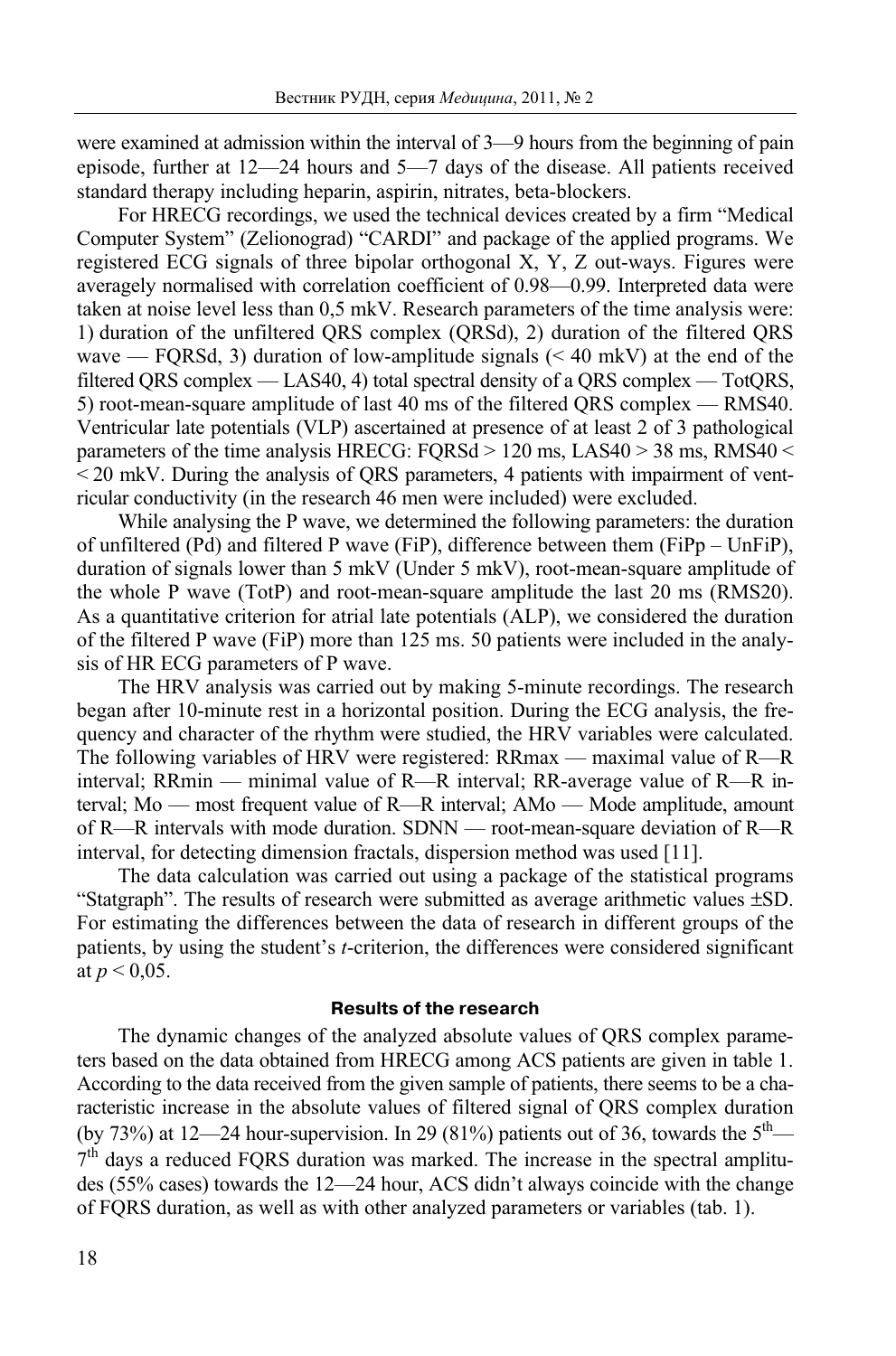were examined at admission within the interval of 3—9 hours from the beginning of pain episode, further at 12—24 hours and 5—7 days of the disease. All patients received standard therapy including heparin, aspirin, nitrates, beta-blockers.

For HRECG recordings, we used the technical devices created by a firm "Medical Computer System" (Zelionograd) "CARDI" and package of the applied programs. We registered ECG signals of three bipolar orthogonal X, Y, Z out-ways. Figures were averagely normalised with correlation coefficient of 0.98—0.99. Interpreted data were taken at noise level less than 0,5 mkV. Research parameters of the time analysis were: 1) duration of the unfiltered QRS complex (QRSd), 2) duration of the filtered QRS wave — FQRSd, 3) duration of low-amplitude signals (< 40 mkV) at the end of the filtered QRS complex — LAS40, 4) total spectral density of a QRS complex — TotQRS, 5) root-mean-square amplitude of last 40 ms of the filtered QRS complex — RMS40. Ventricular late potentials (VLP) ascertained at presence of at least 2 of 3 pathological parameters of the time analysis HRECG: FQRSd > 120 ms, LAS40 > 38 ms, RMS40 < < 20 mkV. During the analysis of QRS parameters, 4 patients with impairment of ventricular conductivity (in the research 46 men were included) were excluded.

While analysing the P wave, we determined the following parameters: the duration of unfiltered (Pd) and filtered P wave (FiP), difference between them (FiPp – UnFiP), duration of signals lower than 5 mkV (Under 5 mkV), root-mean-square amplitude of the whole P wave (TotP) and root-mean-square amplitude the last 20 ms (RMS20). As a quantitative criterion for atrial late potentials (ALP), we considered the duration of the filtered P wave (FiP) more than 125 ms. 50 patients were included in the analysis of HR ECG parameters of P wave.

The HRV analysis was carried out by making 5-minute recordings. The research began after 10-minute rest in a horizontal position. During the ECG analysis, the frequency and character of the rhythm were studied, the HRV variables were calculated. The following variables of HRV were registered: RRmax — maximal value of R—R interval; RRmin — minimal value of R—R interval; RR-average value of R—R interval; Mo — most frequent value of R—R interval; AMo — Mode amplitude, amount of R—R intervals with mode duration. SDNN — root-mean-square deviation of R—R interval, for detecting dimension fractals, dispersion method was used [11].

The data calculation was carried out using a package of the statistical programs "Statgraph". The results of research were submitted as average arithmetic values ±SD. For estimating the differences between the data of research in different groups of the patients, by using the student's *t*-criterion, the differences were considered significant at $p < 0{,}05$.

## Results of the research

The dynamic changes of the analyzed absolute values of QRS complex parameters based on the data obtained from HRECG among ACS patients are given in table 1. According to the data received from the given sample of patients, there seems to be a characteristic increase in the absolute values of filtered signal of QRS complex duration (by 73%) at 12—24 hour-supervision. In 29 (81%) patients out of 36, towards the 5th—7th days a reduced FQRS duration was marked. The increase in the spectral amplitudes (55% cases) towards the 12—24 hour, ACS didn't always coincide with the change of FQRS duration, as well as with other analyzed parameters or variables (tab. 1).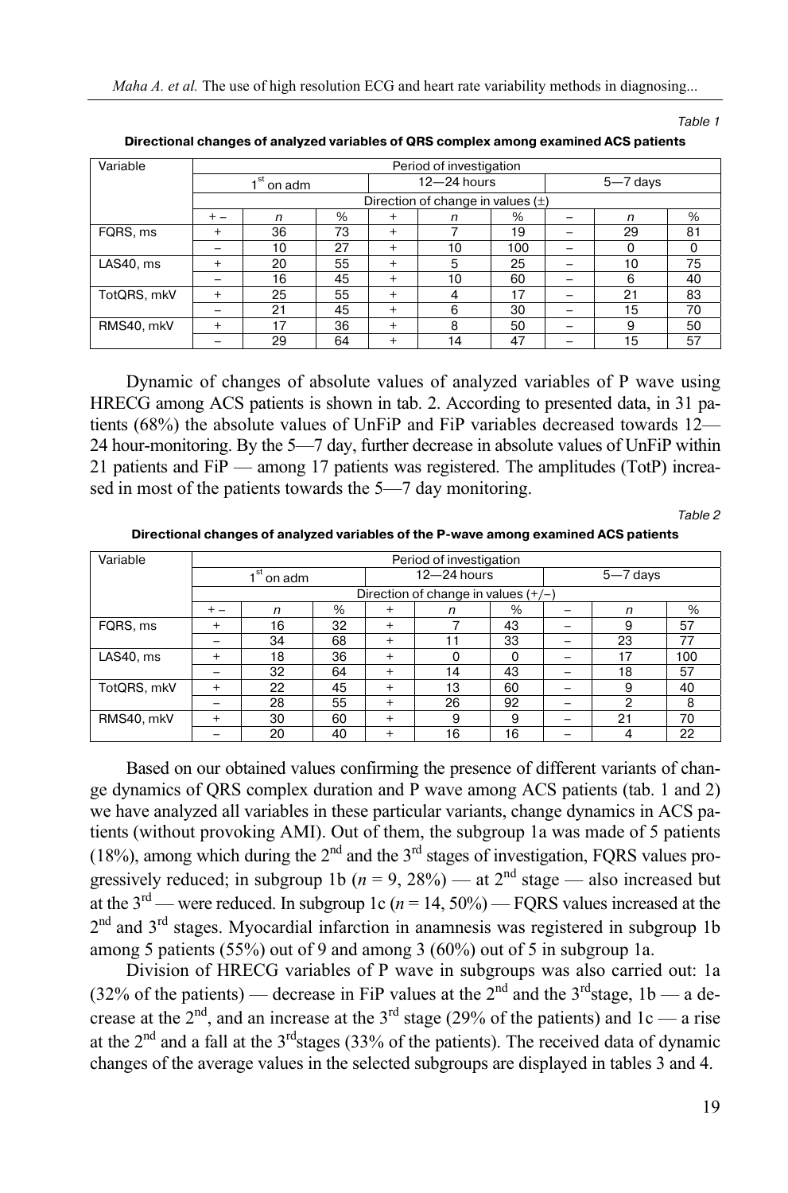*Table 1*

**Directional changes of analyzed variables of QRS complex among examined ACS patients**

| Variable | Period of investigation | | | | | | | | |
|---|---|---|---|---|---|---|---|---|---|
| | 1[st] on adm | | | 12—24 hours | | | 5—7 days | | |
| | Direction of change in values (±) | | | | | | | | |
| | + – | n | % | + | n | % | – | n | % |
| FQRS, ms | + | 36 | 73 | + | 7 | 19 | – | 29 | 81 |
| | – | 10 | 27 | + | 10 | 100 | – | 0 | 0 |
| LAS40, ms | + | 20 | 55 | + | 5 | 25 | – | 10 | 75 |
| | – | 16 | 45 | + | 10 | 60 | – | 6 | 40 |
| TotQRS, mkV | + | 25 | 55 | + | 4 | 17 | – | 21 | 83 |
| | – | 21 | 45 | + | 6 | 30 | – | 15 | 70 |
| RMS40, mkV | + | 17 | 36 | + | 8 | 50 | – | 9 | 50 |
| | – | 29 | 64 | + | 14 | 47 | – | 15 | 57 |

Dynamic of changes of absolute values of analyzed variables of P wave using HRECG among ACS patients is shown in tab. 2. According to presented data, in 31 patients (68%) the absolute values of UnFiP and FiP variables decreased towards 12—24 hour-monitoring. By the 5—7 day, further decrease in absolute values of UnFiP within 21 patients and FiP — among 17 patients was registered. The amplitudes (TotP) increased in most of the patients towards the 5—7 day monitoring.

*Table 2*

**Directional changes of analyzed variables of the P-wave among examined ACS patients**

| Variable | Period of investigation | | | | | | | | |
|---|---|---|---|---|---|---|---|---|---|
| | 1[st] on adm | | | 12—24 hours | | | 5—7 days | | |
| | Direction of change in values (+/–) | | | | | | | | |
| | + – | n | % | + | n | % | – | n | % |
| FQRS, ms | + | 16 | 32 | + | 7 | 43 | – | 9 | 57 |
| | – | 34 | 68 | + | 11 | 33 | – | 23 | 77 |
| LAS40, ms | + | 18 | 36 | + | 0 | 0 | – | 17 | 100 |
| | – | 32 | 64 | + | 14 | 43 | – | 18 | 57 |
| TotQRS, mkV | + | 22 | 45 | + | 13 | 60 | – | 9 | 40 |
| | – | 28 | 55 | + | 26 | 92 | – | 2 | 8 |
| RMS40, mkV | + | 30 | 60 | + | 9 | 9 | – | 21 | 70 |
| | – | 20 | 40 | + | 16 | 16 | – | 4 | 22 |

Based on our obtained values confirming the presence of different variants of change dynamics of QRS complex duration and P wave among ACS patients (tab. 1 and 2) we have analyzed all variables in these particular variants, change dynamics in ACS patients (without provoking AMI). Out of them, the subgroup 1a was made of 5 patients (18%), among which during the 2[nd] and the 3[rd] stages of investigation, FQRS values progressively reduced; in subgroup 1b ($n = 9$, 28%) — at 2[nd] stage — also increased but at the 3[rd] — were reduced. In subgroup 1c ($n = 14$, 50%) — FQRS values increased at the 2[nd] and 3[rd] stages. Myocardial infarction in anamnesis was registered in subgroup 1b among 5 patients (55%) out of 9 and among 3 (60%) out of 5 in subgroup 1a.

Division of HRECG variables of P wave in subgroups was also carried out: 1a (32% of the patients) — decrease in FiP values at the 2[nd] and the 3[rd]stage, 1b — a decrease at the 2[nd], and an increase at the 3[rd] stage (29% of the patients) and 1c — a rise at the 2[nd] and a fall at the 3[rd]stages (33% of the patients). The received data of dynamic changes of the average values in the selected subgroups are displayed in tables 3 and 4.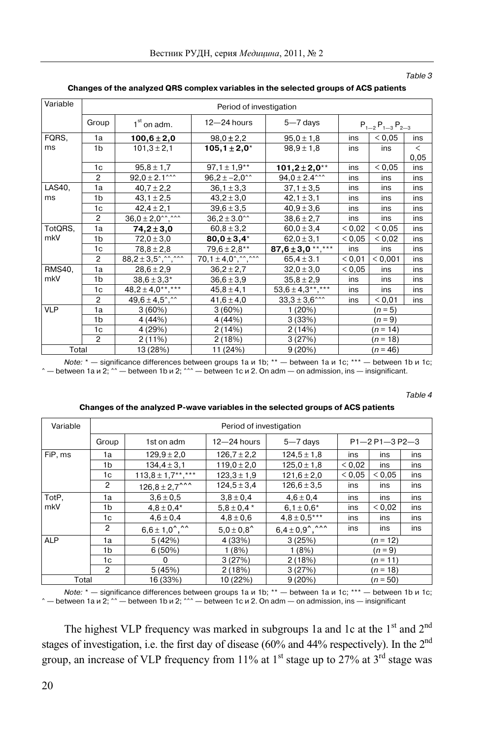*Table 3*

**Changes of the analyzed QRS complex variables in the selected groups of ACS patients**

| Variable | Period of investigation | | | | | | |
|---|---|---|---|---|---|---|---|
| | Group | $1^{st}$ on adm. | 12—24 hours | 5—7 days | $P_{1-2}$ | $P_{1-3}$ | $P_{2-3}$ |
| FQRS, ms | 1a | **100,6 ± 2,0** | 98,0 ± 2,2 | 95,0 ± 1,8 | ins | < 0,05 | ins |
| | 1b | 101,3 ± 2,1 | **105,1 ± 2,0***| 98,9 ± 1,8 | ins | ins | < 0,05 |
| | 1c | 95,8 ± 1,7 | 97,1 ± 1,9** | **101,2 ± 2,0**** | ins | < 0,05 | ins |
| | 2 | 92,0 ± 2.1^^^ | 96,2 ± –2,0^^ | 94,0 ± 2.4^^^ | ins | ins | ins |
| LAS40, ms | 1a | 40,7 ± 2,2 | 36,1 ± 3,3 | 37,1 ± 3,5 | ins | ins | ins |
| | 1b | 43,1 ± 2,5 | 43,2 ± 3,0 | 42,1 ± 3,1 | ins | ins | ins |
| | 1c | 42,4 ± 2,1 | 39,6 ± 3,5 | 40,9 ± 3,6 | ins | ins | ins |
| | 2 | 36,0 ± 2,0^^,^^^ | 36,2 ± 3.0^^ | 38,6 ± 2,7 | ins | ins | ins |
| TotQRS, mkV | 1a | **74,2 ± 3,0** | 60,8 ± 3,2 | 60,0 ± 3,4 | < 0,02 | < 0,05 | ins |
| | 1b | 72,0 ± 3,0 | **80,0 ± 3,4*** | 62,0 ± 3,1 | < 0,05 | < 0,02 | ins |
| | 1c | 78,8 ± 2,8 | 79,6 ± 2,8** | **87,6 ± 3,0 **,***** | ins | ins | ins |
| | 2 | 88,2 ± 3,5^,^^,^^^ | 70,1 ± 4,0^,^^,^^^ | 65,4 ± 3.1 | < 0,01 | < 0,001 | ins |
| RMS40, mkV | 1a | 28,6 ± 2,9 | 36,2 ± 2,7 | 32,0 ± 3,0 | < 0,05 | ins | ins |
| | 1b | 38,6 ± 3,3* | 36,6 ± 3,9 | 35,8 ± 2,9 | ins | ins | ins |
| | 1c | 48,2 ± 4,0**,*** | 45,8 ± 4,1 | 53,6 ± 4,3**,*** | ins | ins | ins |
| | 2 | 49,6 ± 4,5^,^^ | 41,6 ± 4,0 | 33,3 ± 3,6^^^ | ins | < 0,01 | ins |
| VLP | 1a | 3 (60%) | 3 (60%) | 1 (20%) | (*n* = 5) | | |
| | 1b | 4 (44%) | 4 (44%) | 3 (33%) | (*n* = 9) | | |
| | 1c | 4 (29%) | 2 (14%) | 2 (14%) | (*n* = 14) | | |
| | 2 | 2 (11%) | 2 (18%) | 3 (27%) | (*n* = 18) | | |
| Total | | 13 (28%) | 11 (24%) | 9 (20%) | (*n* = 46) | | |

*Note:* * — significance differences between groups 1a и 1b; ** — between 1a и 1c; *** — between 1b и 1c; ^ — between 1a и 2; ^^ — between 1b и 2; ^^^ — between 1c и 2. On adm — on admission, ins — insignificant.

*Table 4*

**Changes of the analyzed P-wave variables in the selected groups of ACS patients**

| Variable | Period of investigation | | | | | | |
|---|---|---|---|---|---|---|---|
| | Group | 1st on adm | 12—24 hours | 5—7 days | P1—2 | P1—3 | P2—3 |
| FiP, ms | 1a | 129,9 ± 2,0 | 126,7 ± 2,2 | 124,5 ± 1,8 | ins | ins | ins |
| | 1b | 134,4 ± 3,1 | 119,0 ± 2,0 | 125,0 ± 1,8 | < 0,02 | ins | ins |
| | 1c | 113,8 ± 1,7**,*** | 123,3 ± 1,9 | 121,6 ± 2,0 | < 0,05 | < 0,05 | ins |
| | 2 | 126,8 ± 2,7^^^ | 124,5 ± 3,4 | 126,6 ± 3,5 | ins | ins | ins |
| TotP, mkV | 1a | 3,6 ± 0,5 | 3,8 ± 0,4 | 4,6 ± 0,4 | ins | ins | ins |
| | 1b | 4,8 ± 0,4* | 5,8 ± 0,4 * | 6,1 ± 0,6* | ins | < 0,02 | ins |
| | 1c | 4,6 ± 0,4 | 4,8 ± 0,6 | 4,8 ± 0,5*** | ins | ins | ins |
| | 2 | 6,6 ± 1,0^,^^ | 5,0 ± 0,8^ | 6,4 ± 0,9^,^^^ | ins | ins | ins |
| ALP | 1a | 5 (42%) | 4 (33%) | 3 (25%) | (*n* = 12) | | |
| | 1b | 6 (50%) | 1 (8%) | 1 (8%) | (*n* = 9) | | |
| | 1c | 0 | 3 (27%) | 2 (18%) | (*n* = 11) | | |
| | 2 | 5 (45%) | 2 (18%) | 3 (27%) | (*n* = 18) | | |
| Total | | 16 (33%) | 10 (22%) | 9 (20%) | (*n* = 50) | | |

*Note:* * — significance differences between groups 1a и 1b; ** — between 1a и 1c; *** — between 1b и 1c; ^ — between 1a и 2; ^^ — between 1b и 2; ^^^ — between 1c и 2. On adm — on admission, ins — insignificant

The highest VLP frequency was marked in subgroups 1a and 1c at the 1st and 2nd stages of investigation, i.e. the first day of disease (60% and 44% respectively). In the 2nd group, an increase of VLP frequency from 11% at 1st stage up to 27% at 3rd stage was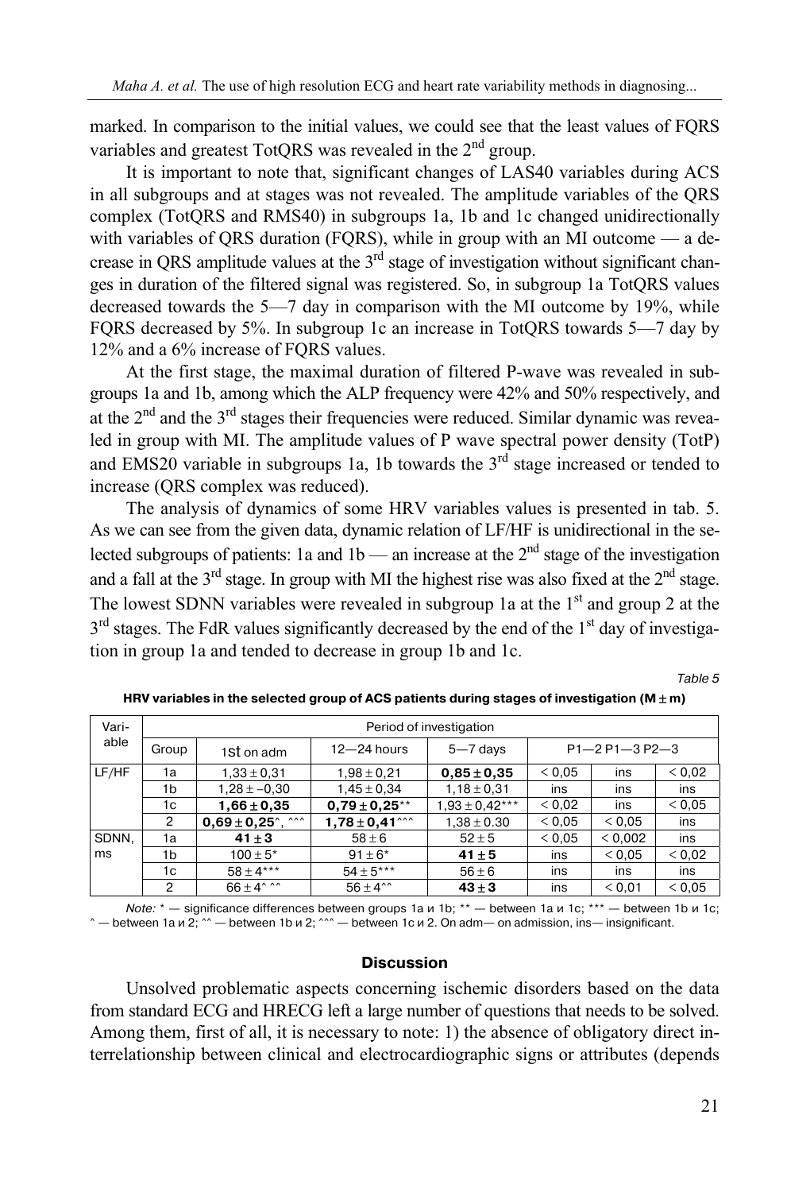marked. In comparison to the initial values, we could see that the least values of FQRS variables and greatest TotQRS was revealed in the 2nd group.

It is important to note that, significant changes of LAS40 variables during ACS in all subgroups and at stages was not revealed. The amplitude variables of the QRS complex (TotQRS and RMS40) in subgroups 1a, 1b and 1c changed unidirectionally with variables of QRS duration (FQRS), while in group with an MI outcome — a decrease in QRS amplitude values at the 3rd stage of investigation without significant changes in duration of the filtered signal was registered. So, in subgroup 1a TotQRS values decreased towards the 5—7 day in comparison with the MI outcome by 19%, while FQRS decreased by 5%. In subgroup 1c an increase in TotQRS towards 5—7 day by 12% and a 6% increase of FQRS values.

At the first stage, the maximal duration of filtered P-wave was revealed in subgroups 1a and 1b, among which the ALP frequency were 42% and 50% respectively, and at the 2nd and the 3rd stages their frequencies were reduced. Similar dynamic was revealed in group with MI. The amplitude values of P wave spectral power density (TotP) and EMS20 variable in subgroups 1a, 1b towards the 3rd stage increased or tended to increase (QRS complex was reduced).

The analysis of dynamics of some HRV variables values is presented in tab. 5. As we can see from the given data, dynamic relation of LF/HF is unidirectional in the selected subgroups of patients: 1a and 1b — an increase at the 2nd stage of the investigation and a fall at the 3rd stage. In group with MI the highest rise was also fixed at the 2nd stage. The lowest SDNN variables were revealed in subgroup 1a at the 1st and group 2 at the 3rd stages. The FdR values significantly decreased by the end of the 1st day of investigation in group 1a and tended to decrease in group 1b and 1c.

Table 5

**HRV variables in the selected group of ACS patients during stages of investigation (M ± m)**

| Variable | Period of investigation | | | | | | |
|---|---|---|---|---|---|---|---|
| | Group | 1st on adm | 12—24 hours | 5—7 days | P1—2 | P1—3 | P2—3 |
| LF/HF | 1a | 1,33 ± 0,31 | 1,98 ± 0,21 | **0,85 ± 0,35** | < 0,05 | ins | < 0,02 |
| | 1b | 1,28 ± –0,30 | 1,45 ± 0,34 | 1,18 ± 0,31 | ins | ins | ins |
| | 1c | **1,66 ± 0,35** | **0,79 ± 0,25**** | 1,93 ± 0,42*** | < 0,02 | ins | < 0,05 |
| | 2 | **0,69 ± 0,25^, ^^^** | **1,78 ± 0,41^^^** | 1,38 ± 0.30 | < 0,05 | < 0,05 | ins |
| SDNN, ms | 1a | **41 ± 3** | 58 ± 6 | 52 ± 5 | < 0,05 | < 0,002 | ins |
| | 1b | 100 ± 5* | 91 ± 6* | **41 ± 5** | ins | < 0,05 | < 0,02 |
| | 1c | 58 ± 4*** | 54 ± 5*** | 56 ± 6 | ins | ins | ins |
| | 2 | 66 ± 4^ ^^ | 56 ± 4^^ | **43 ± 3** | ins | < 0,01 | < 0,05 |

*Note:* * — significance differences between groups 1a и 1b; ** — between 1a и 1c; *** — between 1b и 1c; ^ — between 1a и 2; ^^ — between 1b и 2; ^^^ — between 1c и 2. On adm— on admission, ins— insignificant.

## Discussion

Unsolved problematic aspects concerning ischemic disorders based on the data from standard ECG and HRECG left a large number of questions that needs to be solved. Among them, first of all, it is necessary to note: 1) the absence of obligatory direct interrelationship between clinical and electrocardiographic signs or attributes (depends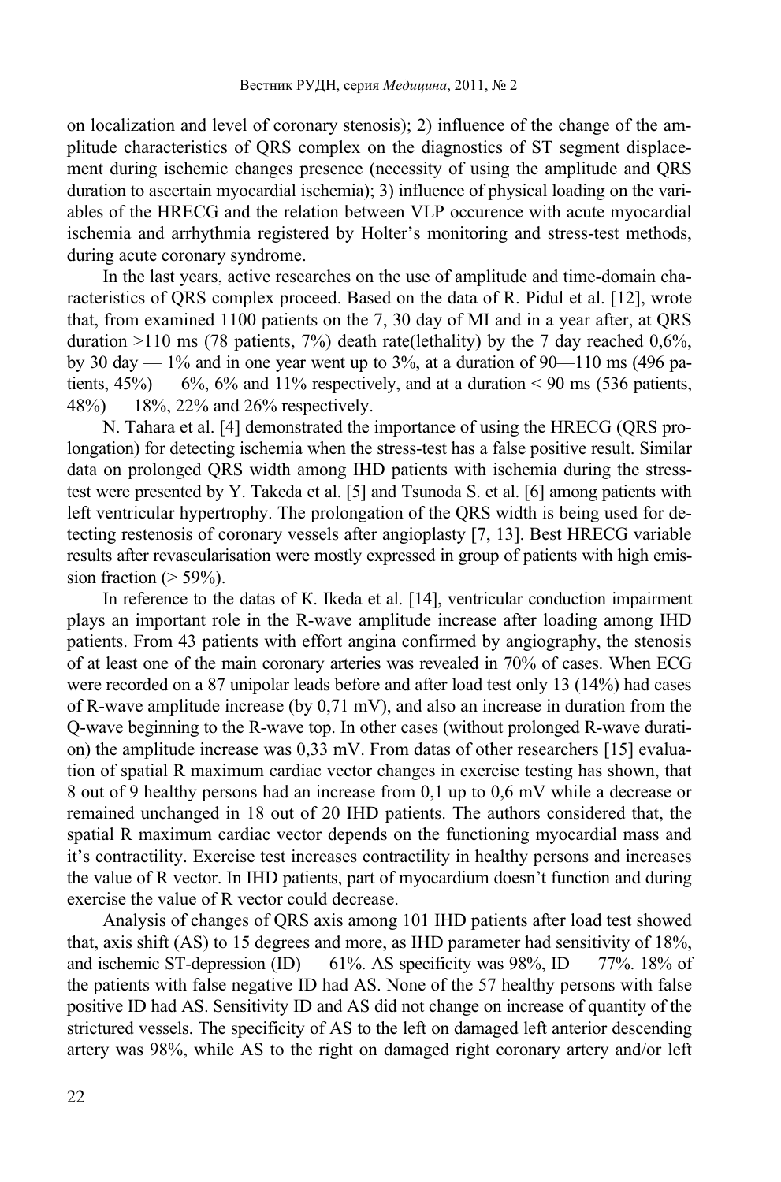on localization and level of coronary stenosis); 2) influence of the change of the amplitude characteristics of QRS complex on the diagnostics of ST segment displacement during ischemic changes presence (necessity of using the amplitude and QRS duration to ascertain myocardial ischemia); 3) influence of physical loading on the variables of the HRECG and the relation between VLP occurence with acute myocardial ischemia and arrhythmia registered by Holter's monitoring and stress-test methods, during acute coronary syndrome.

In the last years, active researches on the use of amplitude and time-domain characteristics of QRS complex proceed. Based on the data of R. Pidul et al. [12], wrote that, from examined 1100 patients on the 7, 30 day of MI and in a year after, at QRS duration >110 ms (78 patients, 7%) death rate(lethality) by the 7 day reached 0,6%, by 30 day — 1% and in one year went up to 3%, at a duration of 90—110 ms (496 patients, 45%) — 6%, 6% and 11% respectively, and at a duration < 90 ms (536 patients, 48%) — 18%, 22% and 26% respectively.

N. Tahara et al. [4] demonstrated the importance of using the HRECG (QRS prolongation) for detecting ischemia when the stress-test has a false positive result. Similar data on prolonged QRS width among IHD patients with ischemia during the stress-test were presented by Y. Takeda et al. [5] and Tsunoda S. et al. [6] among patients with left ventricular hypertrophy. The prolongation of the QRS width is being used for detecting restenosis of coronary vessels after angioplasty [7, 13]. Best HRECG variable results after revascularisation were mostly expressed in group of patients with high emission fraction (> 59%).

In reference to the datas of K. Ikeda et al. [14], ventricular conduction impairment plays an important role in the R-wave amplitude increase after loading among IHD patients. From 43 patients with effort angina confirmed by angiography, the stenosis of at least one of the main coronary arteries was revealed in 70% of cases. When ECG were recorded on a 87 unipolar leads before and after load test only 13 (14%) had cases of R-wave amplitude increase (by 0,71 mV), and also an increase in duration from the Q-wave beginning to the R-wave top. In other cases (without prolonged R-wave duration) the amplitude increase was 0,33 mV. From datas of other researchers [15] evaluation of spatial R maximum cardiac vector changes in exercise testing has shown, that 8 out of 9 healthy persons had an increase from 0,1 up to 0,6 mV while a decrease or remained unchanged in 18 out of 20 IHD patients. The authors considered that, the spatial R maximum cardiac vector depends on the functioning myocardial mass and it's contractility. Exercise test increases contractility in healthy persons and increases the value of R vector. In IHD patients, part of myocardium doesn't function and during exercise the value of R vector could decrease.

Analysis of changes of QRS axis among 101 IHD patients after load test showed that, axis shift (AS) to 15 degrees and more, as IHD parameter had sensitivity of 18%, and ischemic ST-depression (ID) — 61%. AS specificity was 98%, ID — 77%. 18% of the patients with false negative ID had AS. None of the 57 healthy persons with false positive ID had AS. Sensitivity ID and AS did not change on increase of quantity of the strictured vessels. The specificity of AS to the left on damaged left anterior descending artery was 98%, while AS to the right on damaged right coronary artery and/or left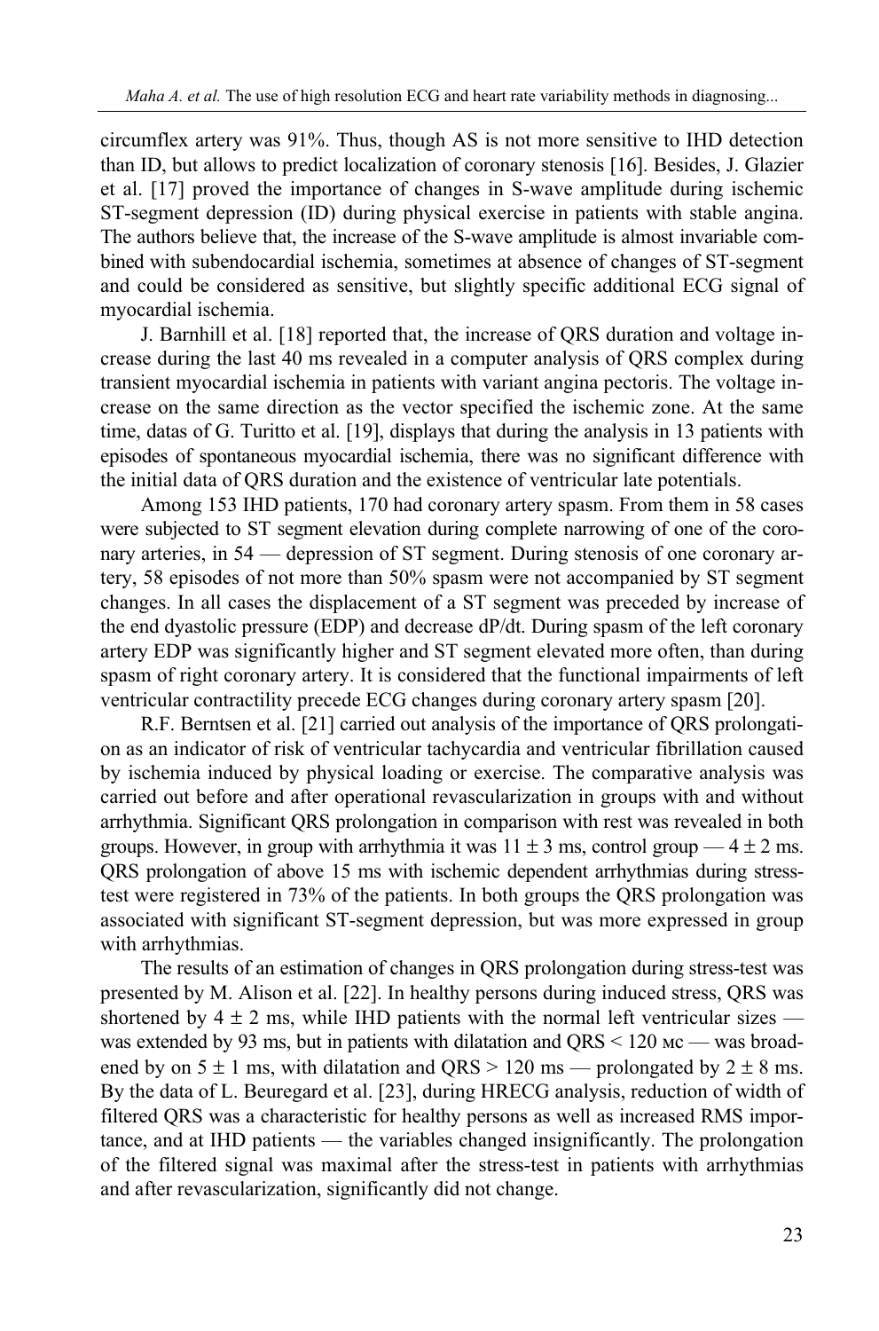circumflex artery was 91%. Thus, though AS is not more sensitive to IHD detection than ID, but allows to predict localization of coronary stenosis [16]. Besides, J. Glazier et al. [17] proved the importance of changes in S-wave amplitude during ischemic ST-segment depression (ID) during physical exercise in patients with stable angina. The authors believe that, the increase of the S-wave amplitude is almost invariable combined with subendocardial ischemia, sometimes at absence of changes of ST-segment and could be considered as sensitive, but slightly specific additional ECG signal of myocardial ischemia.

J. Barnhill et al. [18] reported that, the increase of QRS duration and voltage increase during the last 40 ms revealed in a computer analysis of QRS complex during transient myocardial ischemia in patients with variant angina pectoris. The voltage increase on the same direction as the vector specified the ischemic zone. At the same time, datas of G. Turitto et al. [19], displays that during the analysis in 13 patients with episodes of spontaneous myocardial ischemia, there was no significant difference with the initial data of QRS duration and the existence of ventricular late potentials.

Among 153 IHD patients, 170 had coronary artery spasm. From them in 58 cases were subjected to ST segment elevation during complete narrowing of one of the coronary arteries, in 54 — depression of ST segment. During stenosis of one coronary artery, 58 episodes of not more than 50% spasm were not accompanied by ST segment changes. In all cases the displacement of a ST segment was preceded by increase of the end dyastolic pressure (EDP) and decrease dP/dt. During spasm of the left coronary artery EDP was significantly higher and ST segment elevated more often, than during spasm of right coronary artery. It is considered that the functional impairments of left ventricular contractility precede ECG changes during coronary artery spasm [20].

R.F. Berntsen et al. [21] carried out analysis of the importance of QRS prolongation as an indicator of risk of ventricular tachycardia and ventricular fibrillation caused by ischemia induced by physical loading or exercise. The comparative analysis was carried out before and after operational revascularization in groups with and without arrhythmia. Significant QRS prolongation in comparison with rest was revealed in both groups. However, in group with arrhythmia it was $11 \pm 3$ ms, control group — $4 \pm 2$ ms. QRS prolongation of above 15 ms with ischemic dependent arrhythmias during stress-test were registered in 73% of the patients. In both groups the QRS prolongation was associated with significant ST-segment depression, but was more expressed in group with arrhythmias.

The results of an estimation of changes in QRS prolongation during stress-test was presented by M. Alison et al. [22]. In healthy persons during induced stress, QRS was shortened by $4 \pm 2$ ms, while IHD patients with the normal left ventricular sizes — was extended by 93 ms, but in patients with dilatation and QRS < 120 мс — was broadened by on $5 \pm 1$ ms, with dilatation and QRS > 120 ms — prolongated by $2 \pm 8$ ms. By the data of L. Beuregard et al. [23], during HRECG analysis, reduction of width of filtered QRS was a characteristic for healthy persons as well as increased RMS importance, and at IHD patients — the variables changed insignificantly. The prolongation of the filtered signal was maximal after the stress-test in patients with arrhythmias and after revascularization, significantly did not change.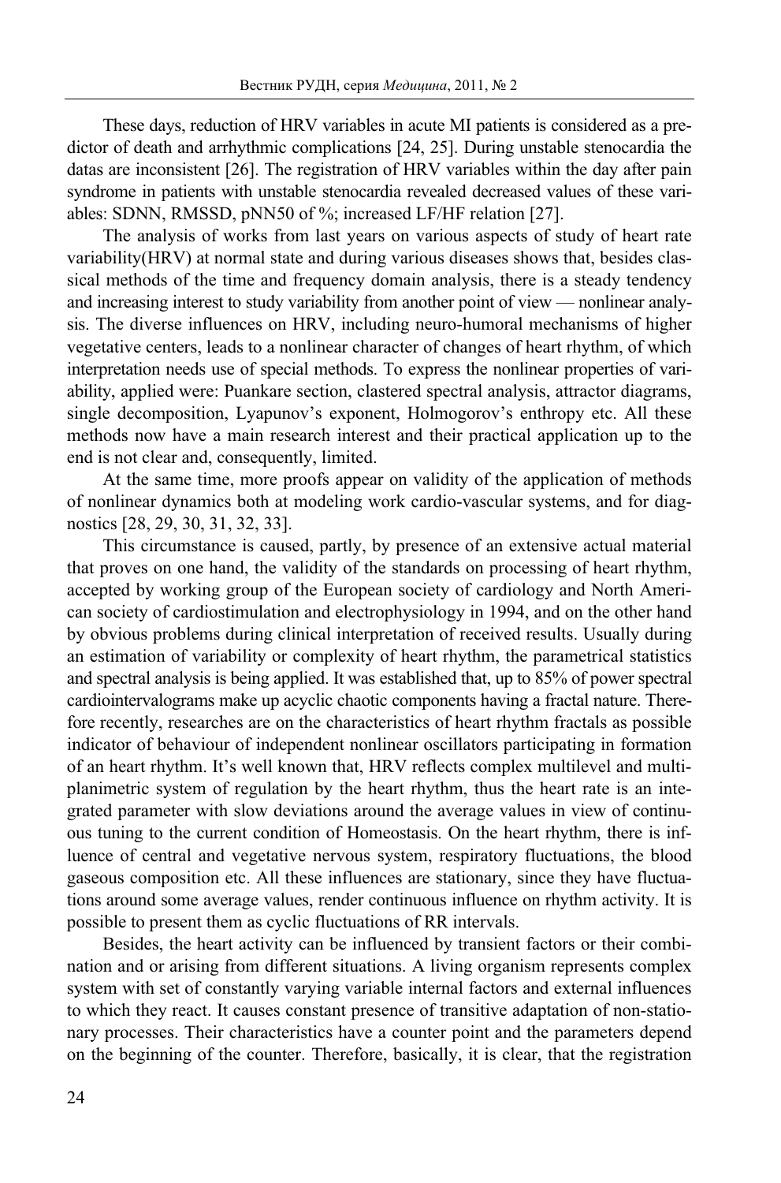These days, reduction of HRV variables in acute MI patients is considered as a predictor of death and arrhythmic complications [24, 25]. During unstable stenocardia the datas are inconsistent [26]. The registration of HRV variables within the day after pain syndrome in patients with unstable stenocardia revealed decreased values of these variables: SDNN, RMSSD, pNN50 of %; increased LF/HF relation [27].

The analysis of works from last years on various aspects of study of heart rate variability(HRV) at normal state and during various diseases shows that, besides classical methods of the time and frequency domain analysis, there is a steady tendency and increasing interest to study variability from another point of view — nonlinear analysis. The diverse influences on HRV, including neuro-humoral mechanisms of higher vegetative centers, leads to a nonlinear character of changes of heart rhythm, of which interpretation needs use of special methods. To express the nonlinear properties of variability, applied were: Puankare section, clastered spectral analysis, attractor diagrams, single decomposition, Lyapunov's exponent, Holmogorov's enthropy etc. All these methods now have a main research interest and their practical application up to the end is not clear and, consequently, limited.

At the same time, more proofs appear on validity of the application of methods of nonlinear dynamics both at modeling work cardio-vascular systems, and for diagnostics [28, 29, 30, 31, 32, 33].

This circumstance is caused, partly, by presence of an extensive actual material that proves on one hand, the validity of the standards on processing of heart rhythm, accepted by working group of the European society of cardiology and North American society of cardiostimulation and electrophysiology in 1994, and on the other hand by obvious problems during clinical interpretation of received results. Usually during an estimation of variability or complexity of heart rhythm, the parametrical statistics and spectral analysis is being applied. It was established that, up to 85% of power spectral cardiointervalograms make up acyclic chaotic components having a fractal nature. Therefore recently, researches are on the characteristics of heart rhythm fractals as possible indicator of behaviour of independent nonlinear oscillators participating in formation of an heart rhythm. It's well known that, HRV reflects complex multilevel and multiplanimetric system of regulation by the heart rhythm, thus the heart rate is an integrated parameter with slow deviations around the average values in view of continuous tuning to the current condition of Homeostasis. On the heart rhythm, there is influence of central and vegetative nervous system, respiratory fluctuations, the blood gaseous composition etc. All these influences are stationary, since they have fluctuations around some average values, render continuous influence on rhythm activity. It is possible to present them as cyclic fluctuations of RR intervals.

Besides, the heart activity can be influenced by transient factors or their combination and or arising from different situations. A living organism represents complex system with set of constantly varying variable internal factors and external influences to which they react. It causes constant presence of transitive adaptation of non-stationary processes. Their characteristics have a counter point and the parameters depend on the beginning of the counter. Therefore, basically, it is clear, that the registration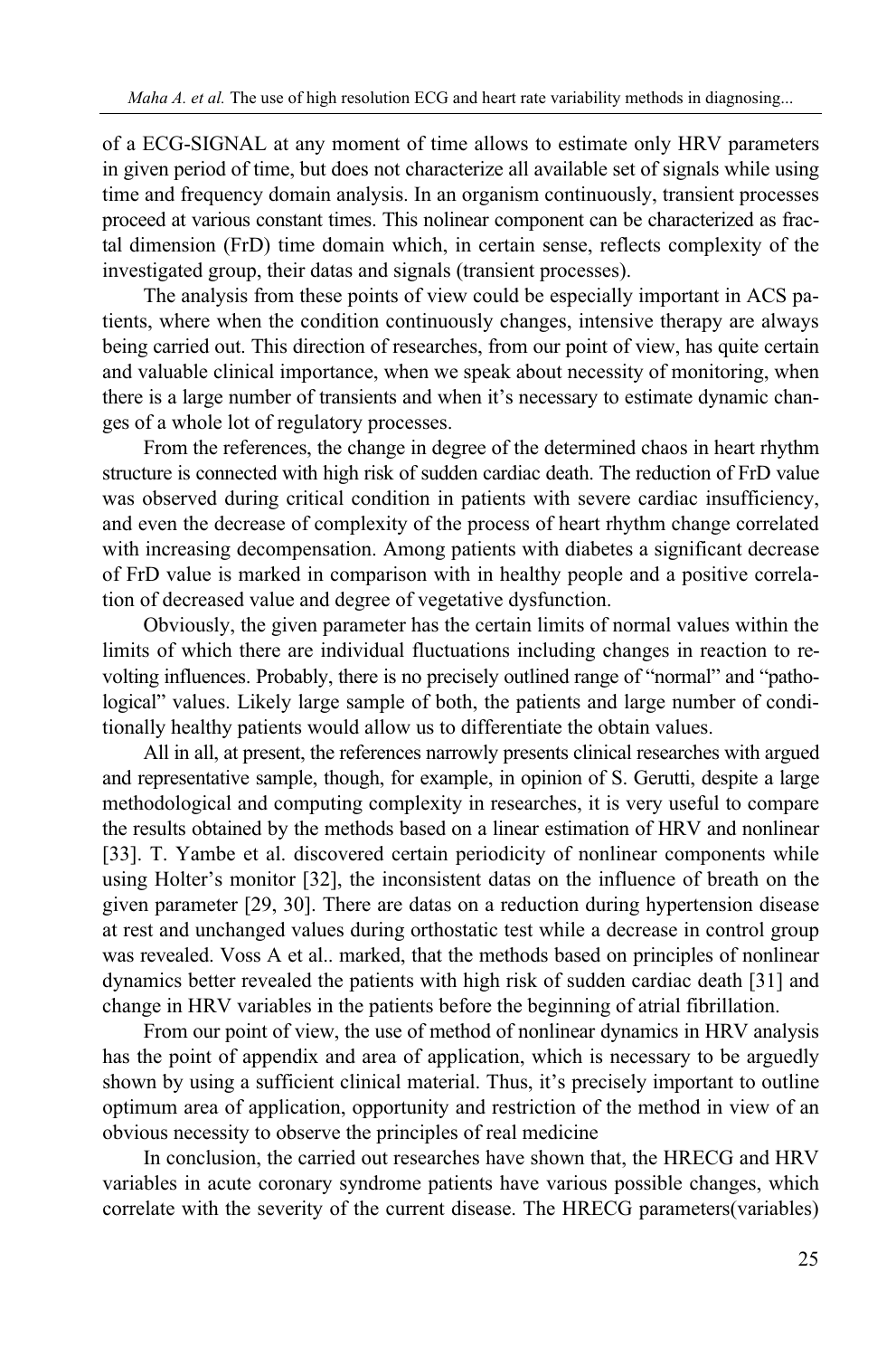of a ECG-SIGNAL at any moment of time allows to estimate only HRV parameters in given period of time, but does not characterize all available set of signals while using time and frequency domain analysis. In an organism continuously, transient processes proceed at various constant times. This nolinear component can be characterized as fractal dimension (FrD) time domain which, in certain sense, reflects complexity of the investigated group, their datas and signals (transient processes).

The analysis from these points of view could be especially important in ACS patients, where when the condition continuously changes, intensive therapy are always being carried out. This direction of researches, from our point of view, has quite certain and valuable clinical importance, when we speak about necessity of monitoring, when there is a large number of transients and when it's necessary to estimate dynamic changes of a whole lot of regulatory processes.

From the references, the change in degree of the determined chaos in heart rhythm structure is connected with high risk of sudden cardiac death. The reduction of FrD value was observed during critical condition in patients with severe cardiac insufficiency, and even the decrease of complexity of the process of heart rhythm change correlated with increasing decompensation. Among patients with diabetes a significant decrease of FrD value is marked in comparison with in healthy people and a positive correlation of decreased value and degree of vegetative dysfunction.

Obviously, the given parameter has the certain limits of normal values within the limits of which there are individual fluctuations including changes in reaction to revolting influences. Probably, there is no precisely outlined range of "normal" and "pathological" values. Likely large sample of both, the patients and large number of conditionally healthy patients would allow us to differentiate the obtain values.

All in all, at present, the references narrowly presents clinical researches with argued and representative sample, though, for example, in opinion of S. Gerutti, despite a large methodological and computing complexity in researches, it is very useful to compare the results obtained by the methods based on a linear estimation of HRV and nonlinear [33]. T. Yambe et al. discovered certain periodicity of nonlinear components while using Holter's monitor [32], the inconsistent datas on the influence of breath on the given parameter [29, 30]. There are datas on a reduction during hypertension disease at rest and unchanged values during orthostatic test while a decrease in control group was revealed. Voss A et al.. marked, that the methods based on principles of nonlinear dynamics better revealed the patients with high risk of sudden cardiac death [31] and change in HRV variables in the patients before the beginning of atrial fibrillation.

From our point of view, the use of method of nonlinear dynamics in HRV analysis has the point of appendix and area of application, which is necessary to be arguedly shown by using a sufficient clinical material. Thus, it's precisely important to outline optimum area of application, opportunity and restriction of the method in view of an obvious necessity to observe the principles of real medicine

In conclusion, the carried out researches have shown that, the HRECG and HRV variables in acute coronary syndrome patients have various possible changes, which correlate with the severity of the current disease. The HRECG parameters(variables)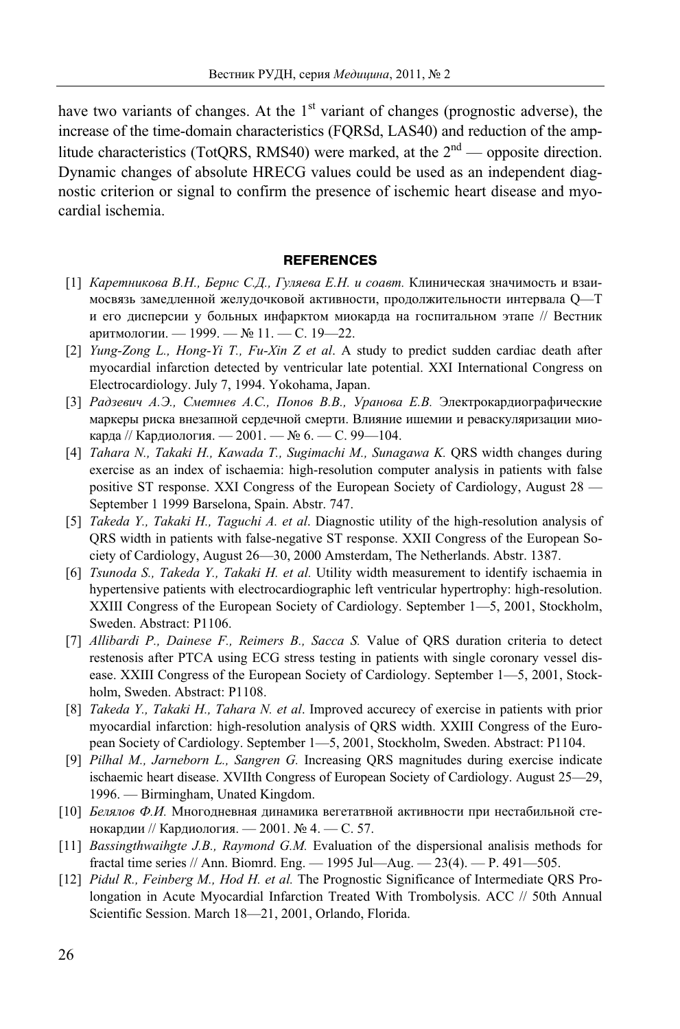have two variants of changes. At the 1st variant of changes (prognostic adverse), the increase of the time-domain characteristics (FQRSd, LAS40) and reduction of the amplitude characteristics (TotQRS, RMS40) were marked, at the 2nd — opposite direction. Dynamic changes of absolute HRECG values could be used as an independent diagnostic criterion or signal to confirm the presence of ischemic heart disease and myocardial ischemia.

## REFERENCES

[1] *Каретникова В.Н., Бернс С.Д., Гуляева Е.Н. и соавт.* Клиническая значимость и взаимосвязь замедленной желудочковой активности, продолжительности интервала Q—T и его дисперсии у больных инфарктом миокарда на госпитальном этапе // Вестник аритмологии. — 1999. — № 11. — С. 19—22.

[2] *Yung-Zong L., Hong-Yi T., Fu-Xin Z et al*. A study to predict sudden cardiac death after myocardial infarction detected by ventricular late potential. XXI International Congress on Electrocardiology. July 7, 1994. Yokohama, Japan.

[3] *Радзевич А.Э., Сметнев А.С., Попов В.В., Уранова Е.В.* Электрокардиографические маркеры риска внезапной сердечной смерти. Влияние ишемии и реваскуляризации миокарда // Кардиология. — 2001. — № 6. — С. 99—104.

[4] *Tahara N., Takaki H., Kawada T., Sugimachi M., Sunagawa K.* QRS width changes during exercise as an index of ischaemia: high-resolution computer analysis in patients with false positive ST response. XXI Congress of the European Society of Cardiology, August 28 — September 1 1999 Barselona, Spain. Abstr. 747.

[5] *Takeda Y., Takaki H., Taguchi A. et al*. Diagnostic utility of the high-resolution analysis of QRS width in patients with false-negative ST response. XXII Congress of the European Society of Cardiology, August 26—30, 2000 Amsterdam, The Netherlands. Abstr. 1387.

[6] *Tsunoda S., Takeda Y., Takaki H. et al.* Utility width measurement to identify ischaemia in hypertensive patients with electrocardiographic left ventricular hypertrophy: high-resolution. XXIII Congress of the European Society of Cardiology. September 1—5, 2001, Stockholm, Sweden. Abstract: P1106.

[7] *Allibardi P., Dainese F., Reimers B., Sacca S.* Value of QRS duration criteria to detect restenosis after PTCA using ECG stress testing in patients with single coronary vessel disease. XXIII Congress of the European Society of Cardiology. September 1—5, 2001, Stockholm, Sweden. Abstract: P1108.

[8] *Takeda Y., Takaki H., Tahara N. et al*. Improved accurecy of exercise in patients with prior myocardial infarction: high-resolution analysis of QRS width. XXIII Congress of the European Society of Cardiology. September 1—5, 2001, Stockholm, Sweden. Abstract: P1104.

[9] *Pilhal M., Jarneborn L., Sangren G.* Increasing QRS magnitudes during exercise indicate ischaemic heart disease. XVIIth Congress of European Society of Cardiology. August 25—29, 1996. — Birmingham, Unated Kingdom.

[10] *Белялов Ф.И.* Многодневная динамика вегетатвной активности при нестабильной стенокардии // Кардиология. — 2001. № 4. — С. 57.

[11] *Bassingthwaihgte J.B., Raymond G.M.* Evaluation of the dispersional analisis methods for fractal time series // Ann. Biomrd. Eng. — 1995 Jul—Aug. — 23(4). — P. 491—505.

[12] *Pidul R., Feinberg M., Hod H. et al.* The Prognostic Significance of Intermediate QRS Prolongation in Acute Myocardial Infarction Treated With Trombolysis. ACC // 50th Annual Scientific Session. March 18—21, 2001, Orlando, Florida.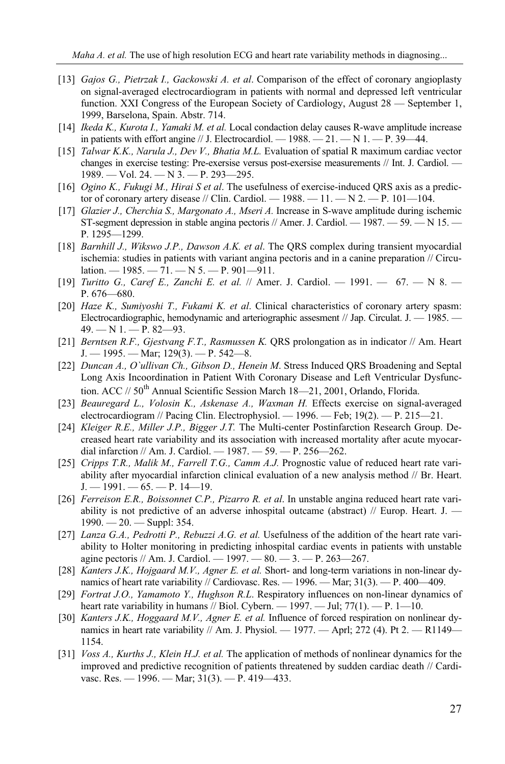[13] *Gajos G., Pietrzak I., Gackowski A. et al*. Comparison of the effect of coronary angioplasty on signal-averaged electrocardiogram in patients with normal and depressed left ventricular function. XXI Congress of the European Society of Cardiology, August 28 — September 1, 1999, Barselona, Spain. Abstr. 714.

[14] *Ikeda K., Kurota I., Yamaki M. et al.* Local condaction delay causes R-wave amplitude increase in patients with effort angine // J. Electrocardiol. — 1988. — 21. — N 1. — P. 39—44.

[15] *Talwar K.K., Narula J., Dev V., Bhatia M.L.* Evaluation of spatial R maximum cardiac vector changes in exercise testing: Pre-exersise versus post-exersise measurements // Int. J. Cardiol. — 1989. — Vol. 24. — N 3. — P. 293—295.

[16] *Ogino K., Fukugi M., Hirai S et al*. The usefulness of exercise-induced QRS axis as a predictor of coronary artery disease // Clin. Cardiol. — 1988. — 11. — N 2. — P. 101—104.

[17] *Glazier J., Cherchia S., Margonato A., Mseri A.* Increase in S-wave amplitude during ischemic ST-segment depression in stable angina pectoris // Amer. J. Cardiol. — 1987. — 59. — N 15. — P. 1295—1299.

[18] *Barnhill J., Wikswo J.P., Dawson A.K. et al*. The QRS complex during transient myocardial ischemia: studies in patients with variant angina pectoris and in a canine preparation // Circulation. — 1985. — 71. — N 5. — P. 901—911.

[19] *Turitto G., Caref E., Zanchi E. et al.* // Amer. J. Cardiol. — 1991. — 67. — N 8. — P. 676—680.

[20] *Haze K., Sumiyoshi T., Fukami K. et al*. Clinical characteristics of coronary artery spasm: Electrocardiographic, hemodynamic and arteriographic assesment // Jap. Circulat. J. — 1985. — 49. — N 1. — P. 82—93.

[21] *Berntsen R.F., Gjestvang F.T., Rasmussen K.* QRS prolongation as in indicator // Am. Heart J. — 1995. — Mar; 129(3). — P. 542—8.

[22] *Duncan A., O`ullivan Ch., Gibson D., Henein M*. Stress Induced QRS Broadening and Septal Long Axis Incoordination in Patient With Coronary Disease and Left Ventricular Dysfunction. ACC // 50th Annual Scientific Session March 18—21, 2001, Orlando, Florida.

[23] *Beauregard L., Volosin K., Askenase A., Waxman H.* Effects exercise on signal-averaged electrocardiogram // Pacing Clin. Electrophysiol. — 1996. — Feb; 19(2). — P. 215—21.

[24] *Kleiger R.E., Miller J.P., Bigger J.T.* The Multi-center Postinfarction Research Group. Decreased heart rate variability and its association with increased mortality after acute myocardial infarction // Am. J. Cardiol. — 1987. — 59. — P. 256—262.

[25] *Cripps T.R., Malik M., Farrell T.G., Camm A.J.* Prognostic value of reduced heart rate variability after myocardial infarction clinical evaluation of a new analysis method // Br. Heart. J. — 1991. — 65. — P. 14—19.

[26] *Ferreison E.R., Boissonnet C.P., Pizarro R. et al*. In unstable angina reduced heart rate variability is not predictive of an adverse inhospital outcame (abstract) // Europ. Heart. J. — 1990. — 20. — Suppl: 354.

[27] *Lanza G.A., Pedrotti P., Rebuzzi A.G. et al.* Usefulness of the addition of the heart rate variability to Holter monitoring in predicting inhospital cardiac events in patients with unstable agine pectoris // Am. J. Cardiol. — 1997. — 80. — 3. — P. 263—267.

[28] *Kanters J.K., Hojgaard M.V., Agner E. et al.* Short- and long-term variations in non-linear dynamics of heart rate variability // Cardiovasc. Res. — 1996. — Mar; 31(3). — P. 400—409.

[29] *Fortrat J.O., Yamamoto Y., Hughson R.L.* Respiratory influences on non-linear dynamics of heart rate variability in humans // Biol. Cybern. — 1997. — Jul; 77(1). — P. 1—10.

[30] *Kanters J.K., Hoggaard M.V., Agner E. et al.* Influence of forced respiration on nonlinear dynamics in heart rate variability // Am. J. Physiol. — 1977. — Aprl; 272 (4). Pt 2. — R1149—1154.

[31] *Voss A., Kurths J., Klein H.J. et al.* The application of methods of nonlinear dynamics for the improved and predictive recognition of patients threatened by sudden cardiac death // Cardivasc. Res. — 1996. — Mar; 31(3). — P. 419—433.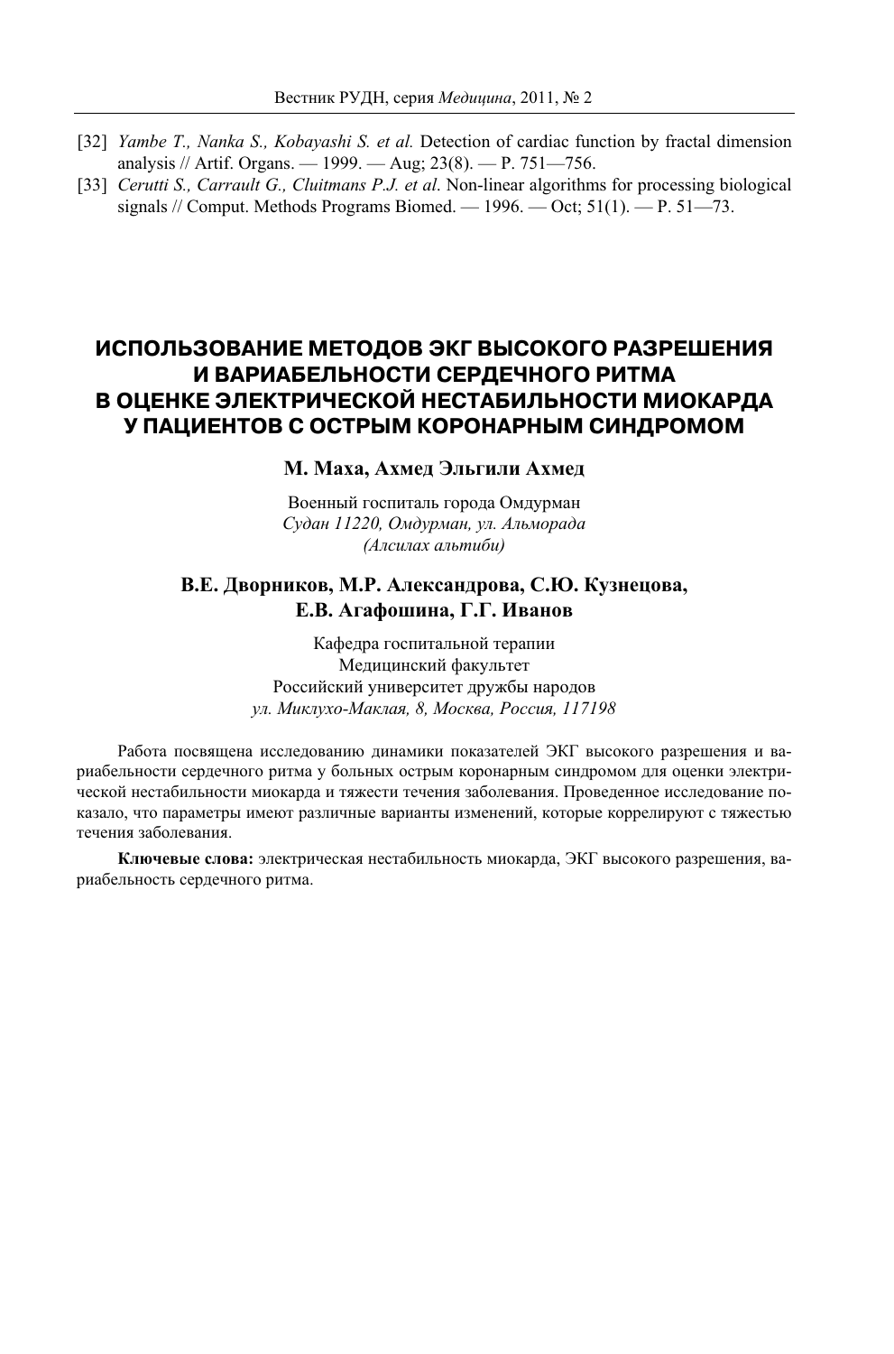[32] *Yambe T., Nanka S., Kobayashi S. et al.* Detection of cardiac function by fractal dimension analysis // Artif. Organs. — 1999. — Aug; 23(8). — P. 751—756.

[33] *Cerutti S., Carrault G., Cluitmans P.J. et al*. Non-linear algorithms for processing biological signals // Comput. Methods Programs Biomed. — 1996. — Oct; 51(1). — P. 51—73.

# ИСПОЛЬЗОВАНИЕ МЕТОДОВ ЭКГ ВЫСОКОГО РАЗРЕШЕНИЯ И ВАРИАБЕЛЬНОСТИ СЕРДЕЧНОГО РИТМА В ОЦЕНКЕ ЭЛЕКТРИЧЕСКОЙ НЕСТАБИЛЬНОСТИ МИОКАРДА У ПАЦИЕНТОВ С ОСТРЫМ КОРОНАРНЫМ СИНДРОМОМ

**М. Маха, Ахмед Эльгили Ахмед**

Военный госпиталь города Омдурман
*Судан 11220, Омдурман, ул. Альморада*
*(Алсилах альтиби)*

**В.Е. Дворников, М.Р. Александрова, С.Ю. Кузнецова, Е.В. Агафошина, Г.Г. Иванов**

Кафедра госпитальной терапии
Медицинский факультет
Российский университет дружбы народов
*ул. Миклухо-Маклая, 8, Москва, Россия, 117198*

Работа посвящена исследованию динамики показателей ЭКГ высокого разрешения и вариабельности сердечного ритма у больных острым коронарным синдромом для оценки электрической нестабильности миокарда и тяжести течения заболевания. Проведенное исследование показало, что параметры имеют различные варианты изменений, которые коррелируют с тяжестью течения заболевания.

**Ключевые слова:** электрическая нестабильность миокарда, ЭКГ высокого разрешения, вариабельность сердечного ритма.